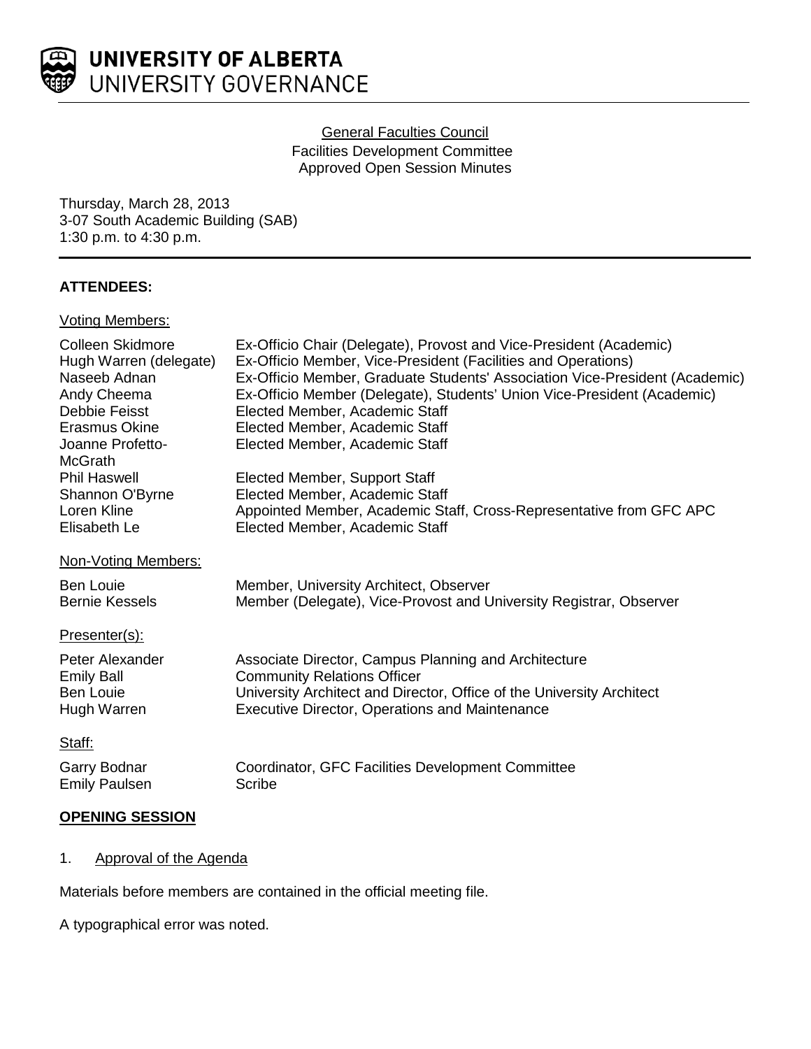UNIVERSITY OF ALBERTA
UNIVERSITY GOVERNANCE

General Faculties Council
Facilities Development Committee
Approved Open Session Minutes

Thursday, March 28, 2013
3-07 South Academic Building (SAB)
1:30 p.m. to 4:30 p.m.

**ATTENDEES:**

Voting Members:

| | |
|---|---|
| Colleen Skidmore | Ex-Officio Chair (Delegate), Provost and Vice-President (Academic) |
| Hugh Warren (delegate) | Ex-Officio Member, Vice-President (Facilities and Operations) |
| Naseeb Adnan | Ex-Officio Member, Graduate Students' Association Vice-President (Academic) |
| Andy Cheema | Ex-Officio Member (Delegate), Students' Union Vice-President (Academic) |
| Debbie Feisst | Elected Member, Academic Staff |
| Erasmus Okine | Elected Member, Academic Staff |
| Joanne Profetto-McGrath | Elected Member, Academic Staff |
| Phil Haswell | Elected Member, Support Staff |
| Shannon O'Byrne | Elected Member, Academic Staff |
| Loren Kline | Appointed Member, Academic Staff, Cross-Representative from GFC APC |
| Elisabeth Le | Elected Member, Academic Staff |

Non-Voting Members:

| | |
|---|---|
| Ben Louie | Member, University Architect, Observer |
| Bernie Kessels | Member (Delegate), Vice-Provost and University Registrar, Observer |

Presenter(s):

| | |
|---|---|
| Peter Alexander | Associate Director, Campus Planning and Architecture |
| Emily Ball | Community Relations Officer |
| Ben Louie | University Architect and Director, Office of the University Architect |
| Hugh Warren | Executive Director, Operations and Maintenance |

Staff:

| | |
|---|---|
| Garry Bodnar | Coordinator, GFC Facilities Development Committee |
| Emily Paulsen | Scribe |

**OPENING SESSION**

1. Approval of the Agenda

Materials before members are contained in the official meeting file.

A typographical error was noted.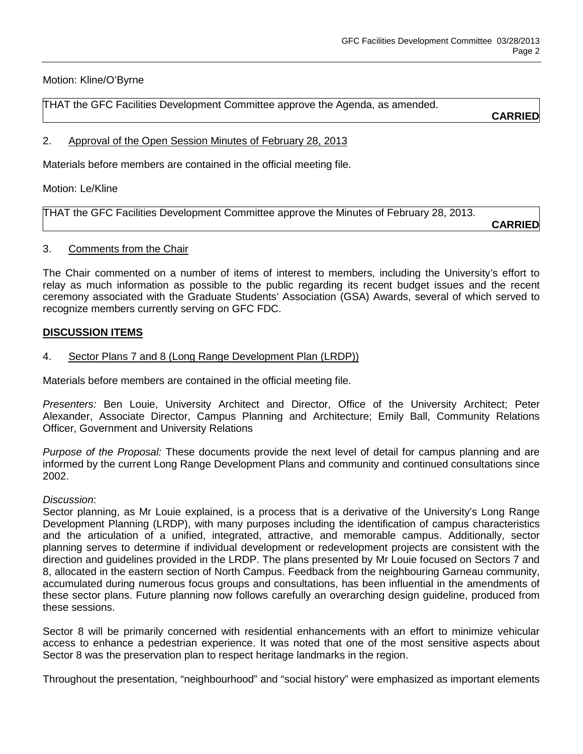Motion: Kline/O'Byrne

THAT the GFC Facilities Development Committee approve the Agenda, as amended.

**CARRIED**

2. Approval of the Open Session Minutes of February 28, 2013

Materials before members are contained in the official meeting file.

Motion: Le/Kline

THAT the GFC Facilities Development Committee approve the Minutes of February 28, 2013.

**CARRIED**

3. Comments from the Chair

The Chair commented on a number of items of interest to members, including the University's effort to relay as much information as possible to the public regarding its recent budget issues and the recent ceremony associated with the Graduate Students' Association (GSA) Awards, several of which served to recognize members currently serving on GFC FDC.

**DISCUSSION ITEMS**

4. Sector Plans 7 and 8 (Long Range Development Plan (LRDP))

Materials before members are contained in the official meeting file.

*Presenters:* Ben Louie, University Architect and Director, Office of the University Architect; Peter Alexander, Associate Director, Campus Planning and Architecture; Emily Ball, Community Relations Officer, Government and University Relations

*Purpose of the Proposal:* These documents provide the next level of detail for campus planning and are informed by the current Long Range Development Plans and community and continued consultations since 2002.

*Discussion*:
Sector planning, as Mr Louie explained, is a process that is a derivative of the University's Long Range Development Planning (LRDP), with many purposes including the identification of campus characteristics and the articulation of a unified, integrated, attractive, and memorable campus. Additionally, sector planning serves to determine if individual development or redevelopment projects are consistent with the direction and guidelines provided in the LRDP. The plans presented by Mr Louie focused on Sectors 7 and 8, allocated in the eastern section of North Campus. Feedback from the neighbouring Garneau community, accumulated during numerous focus groups and consultations, has been influential in the amendments of these sector plans. Future planning now follows carefully an overarching design guideline, produced from these sessions.

Sector 8 will be primarily concerned with residential enhancements with an effort to minimize vehicular access to enhance a pedestrian experience. It was noted that one of the most sensitive aspects about Sector 8 was the preservation plan to respect heritage landmarks in the region.

Throughout the presentation, "neighbourhood" and "social history" were emphasized as important elements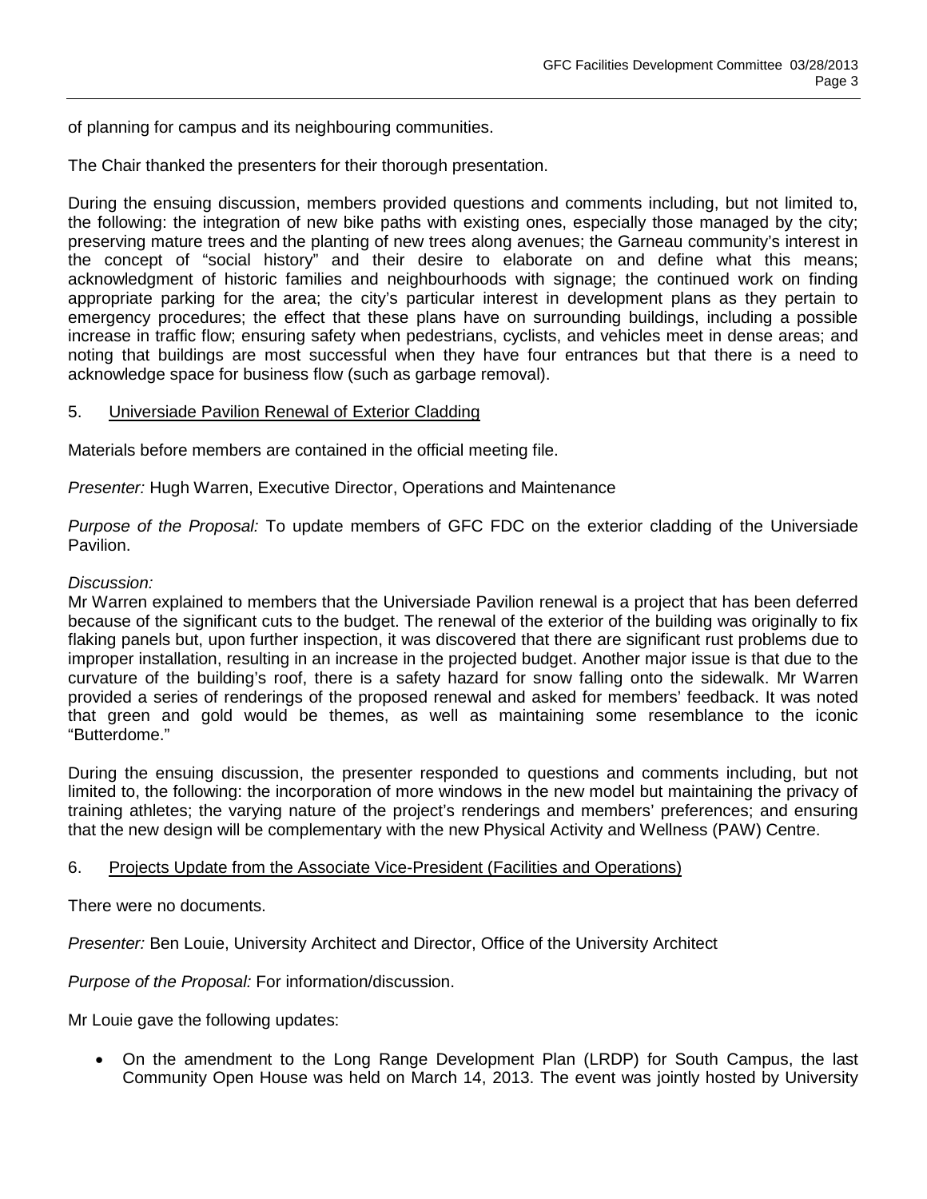of planning for campus and its neighbouring communities.

The Chair thanked the presenters for their thorough presentation.

During the ensuing discussion, members provided questions and comments including, but not limited to, the following: the integration of new bike paths with existing ones, especially those managed by the city; preserving mature trees and the planting of new trees along avenues; the Garneau community's interest in the concept of "social history" and their desire to elaborate on and define what this means; acknowledgment of historic families and neighbourhoods with signage; the continued work on finding appropriate parking for the area; the city's particular interest in development plans as they pertain to emergency procedures; the effect that these plans have on surrounding buildings, including a possible increase in traffic flow; ensuring safety when pedestrians, cyclists, and vehicles meet in dense areas; and noting that buildings are most successful when they have four entrances but that there is a need to acknowledge space for business flow (such as garbage removal).

5. <u>Universiade Pavilion Renewal of Exterior Cladding</u>

Materials before members are contained in the official meeting file.

*Presenter:* Hugh Warren, Executive Director, Operations and Maintenance

*Purpose of the Proposal:* To update members of GFC FDC on the exterior cladding of the Universiade Pavilion.

*Discussion:*
Mr Warren explained to members that the Universiade Pavilion renewal is a project that has been deferred because of the significant cuts to the budget. The renewal of the exterior of the building was originally to fix flaking panels but, upon further inspection, it was discovered that there are significant rust problems due to improper installation, resulting in an increase in the projected budget. Another major issue is that due to the curvature of the building's roof, there is a safety hazard for snow falling onto the sidewalk. Mr Warren provided a series of renderings of the proposed renewal and asked for members' feedback. It was noted that green and gold would be themes, as well as maintaining some resemblance to the iconic "Butterdome."

During the ensuing discussion, the presenter responded to questions and comments including, but not limited to, the following: the incorporation of more windows in the new model but maintaining the privacy of training athletes; the varying nature of the project's renderings and members' preferences; and ensuring that the new design will be complementary with the new Physical Activity and Wellness (PAW) Centre.

6. <u>Projects Update from the Associate Vice-President (Facilities and Operations)</u>

There were no documents.

*Presenter:* Ben Louie, University Architect and Director, Office of the University Architect

*Purpose of the Proposal:* For information/discussion.

Mr Louie gave the following updates:

- On the amendment to the Long Range Development Plan (LRDP) for South Campus, the last Community Open House was held on March 14, 2013. The event was jointly hosted by University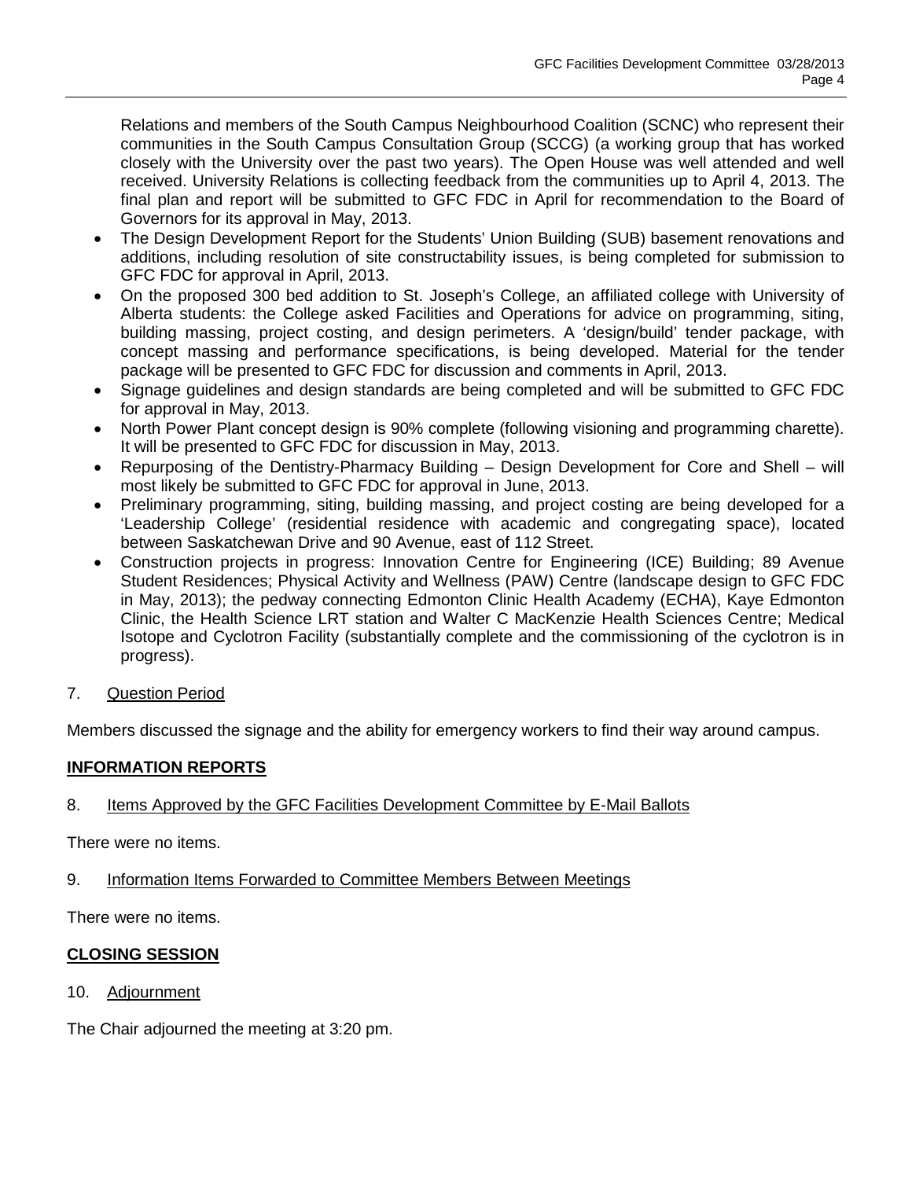Relations and members of the South Campus Neighbourhood Coalition (SCNC) who represent their communities in the South Campus Consultation Group (SCCG) (a working group that has worked closely with the University over the past two years). The Open House was well attended and well received. University Relations is collecting feedback from the communities up to April 4, 2013. The final plan and report will be submitted to GFC FDC in April for recommendation to the Board of Governors for its approval in May, 2013.

- The Design Development Report for the Students' Union Building (SUB) basement renovations and additions, including resolution of site constructability issues, is being completed for submission to GFC FDC for approval in April, 2013.
- On the proposed 300 bed addition to St. Joseph's College, an affiliated college with University of Alberta students: the College asked Facilities and Operations for advice on programming, siting, building massing, project costing, and design perimeters. A 'design/build' tender package, with concept massing and performance specifications, is being developed. Material for the tender package will be presented to GFC FDC for discussion and comments in April, 2013.
- Signage guidelines and design standards are being completed and will be submitted to GFC FDC for approval in May, 2013.
- North Power Plant concept design is 90% complete (following visioning and programming charette). It will be presented to GFC FDC for discussion in May, 2013.
- Repurposing of the Dentistry-Pharmacy Building – Design Development for Core and Shell – will most likely be submitted to GFC FDC for approval in June, 2013.
- Preliminary programming, siting, building massing, and project costing are being developed for a 'Leadership College' (residential residence with academic and congregating space), located between Saskatchewan Drive and 90 Avenue, east of 112 Street.
- Construction projects in progress: Innovation Centre for Engineering (ICE) Building; 89 Avenue Student Residences; Physical Activity and Wellness (PAW) Centre (landscape design to GFC FDC in May, 2013); the pedway connecting Edmonton Clinic Health Academy (ECHA), Kaye Edmonton Clinic, the Health Science LRT station and Walter C MacKenzie Health Sciences Centre; Medical Isotope and Cyclotron Facility (substantially complete and the commissioning of the cyclotron is in progress).

7. Question Period

Members discussed the signage and the ability for emergency workers to find their way around campus.

## INFORMATION REPORTS

8. Items Approved by the GFC Facilities Development Committee by E-Mail Ballots

There were no items.

9. Information Items Forwarded to Committee Members Between Meetings

There were no items.

## CLOSING SESSION

10. Adjournment

The Chair adjourned the meeting at 3:20 pm.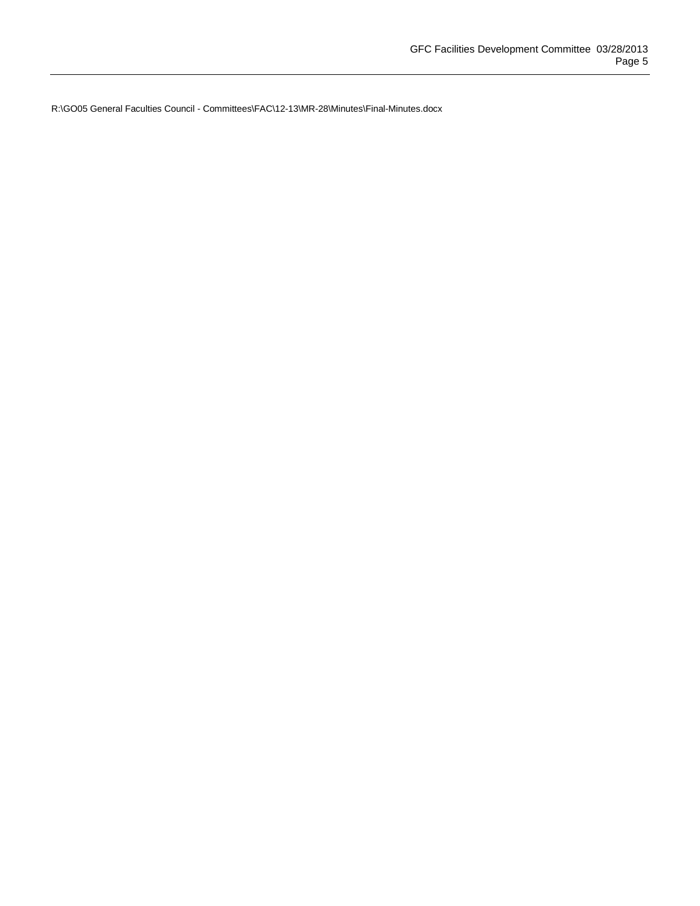R:\GO05 General Faculties Council - Committees\FAC\12-13\MR-28\Minutes\Final-Minutes.docx